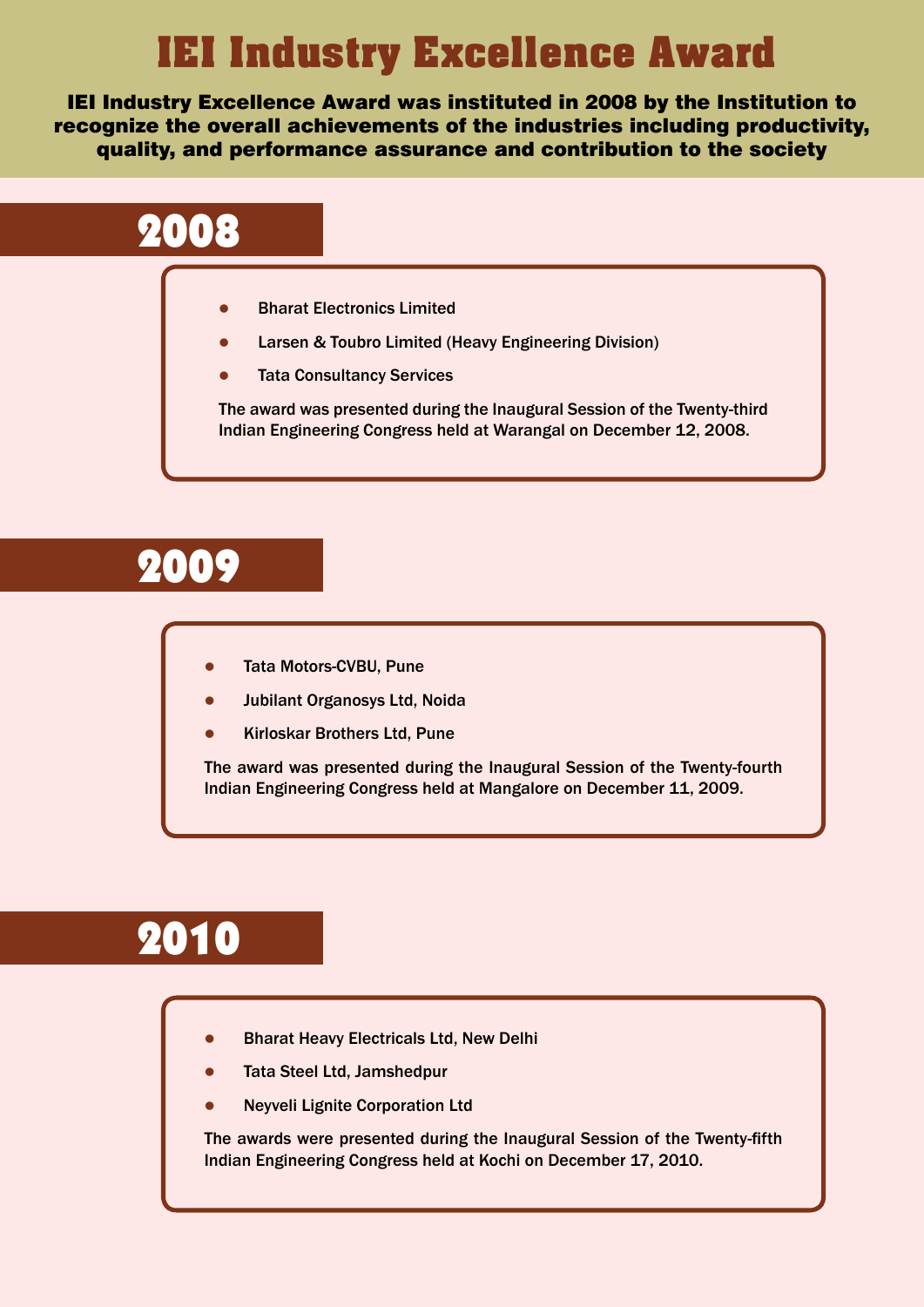# IEI Industry Excellence Award

**IEI Industry Excellence Award was instituted in 2008 by the Institution to recognize the overall achievements of the industries including productivity, quality, and performance assurance and contribution to the society**

## 2008

- Bharat Electronics Limited
- Larsen & Toubro Limited (Heavy Engineering Division)
- Tata Consultancy Services

The award was presented during the Inaugural Session of the Twenty-third Indian Engineering Congress held at Warangal on December 12, 2008.

## 2009

- Tata Motors-CVBU, Pune
- Jubilant Organosys Ltd, Noida
- Kirloskar Brothers Ltd, Pune

The award was presented during the Inaugural Session of the Twenty-fourth Indian Engineering Congress held at Mangalore on December 11, 2009.

## 2010

- Bharat Heavy Electricals Ltd, New Delhi
- Tata Steel Ltd, Jamshedpur
- Neyveli Lignite Corporation Ltd

The awards were presented during the Inaugural Session of the Twenty-fifth Indian Engineering Congress held at Kochi on December 17, 2010.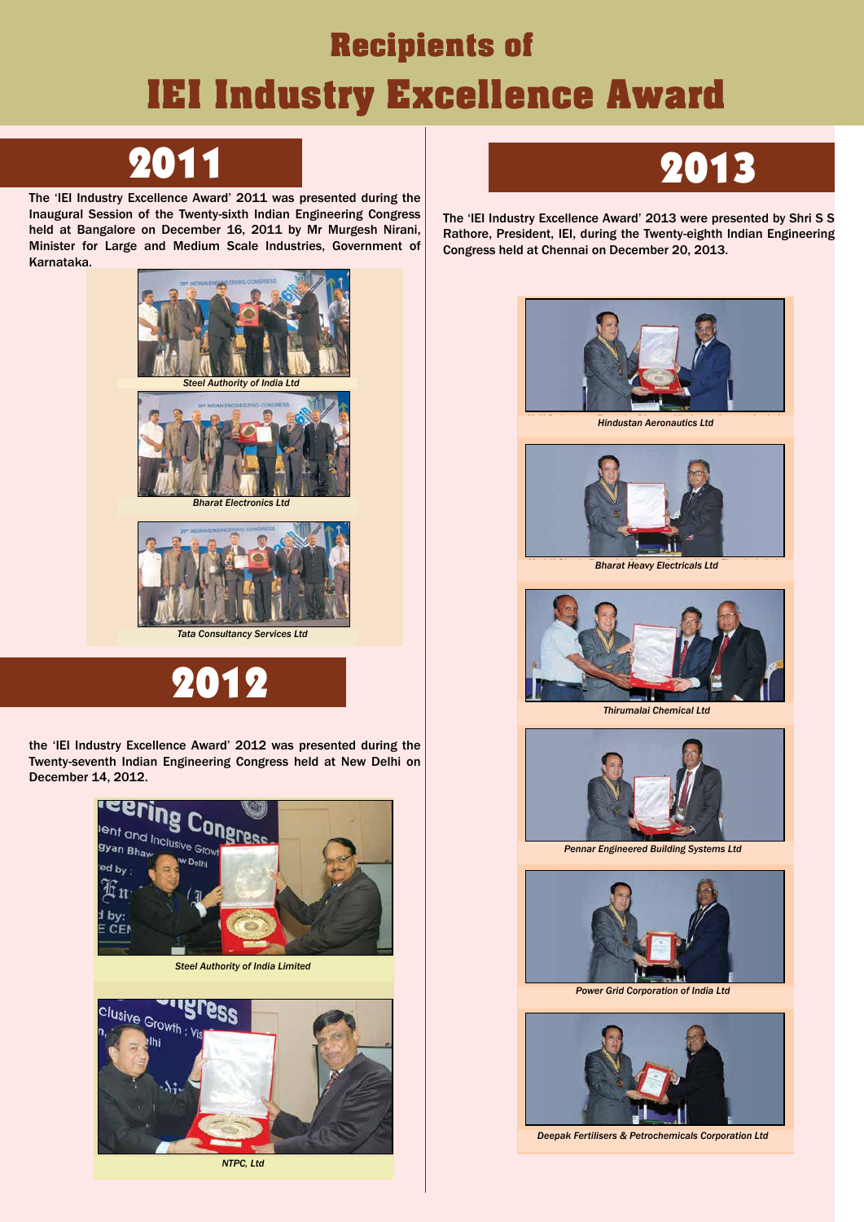# Recipients of IEI Industry Excellence Award

## 2011

The 'IEI Industry Excellence Award' 2011 was presented during the Inaugural Session of the Twenty-sixth Indian Engineering Congress held at Bangalore on December 16, 2011 by Mr Murgesh Nirani, Minister for Large and Medium Scale Industries, Government of Karnataka.

*Steel Authority of India Ltd*

*Bharat Electronics Ltd*

*Tata Consultancy Services Ltd*

## 2012

the 'IEI Industry Excellence Award' 2012 was presented during the Twenty-seventh Indian Engineering Congress held at New Delhi on December 14, 2012.

*Steel Authority of India Limited*

*NTPC, Ltd*

## 2013

The 'IEI Industry Excellence Award' 2013 were presented by Shri S S Rathore, President, IEI, during the Twenty-eighth Indian Engineering Congress held at Chennai on December 20, 2013.

*Hindustan Aeronautics Ltd*

*Bharat Heavy Electricals Ltd*

*Thirumalai Chemical Ltd*

*Pennar Engineered Building Systems Ltd*

*Power Grid Corporation of India Ltd*

*Deepak Fertilisers & Petrochemicals Corporation Ltd*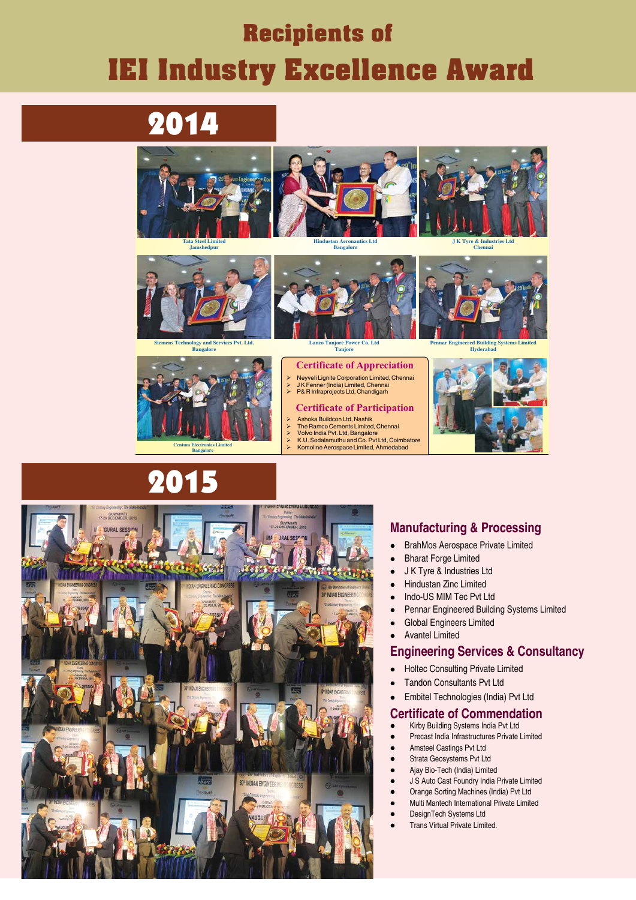# Recipients of
# IEI Industry Excellence Award

## 2014

Tata Steel Limited
Jamshedpur

Hindustan Aeronautics Ltd
Bangalore

J K Tyre & Industries Ltd
Chennai

Siemens Technology and Services Pvt. Ltd.
Bangalore

Lanco Tanjore Power Co. Ltd
Tanjore

Pennar Engineered Building Systems Limited
Hyderabad

Centum Electronics Limited
Bangalore

### Certificate of Appreciation

- Neyveli Lignite Corporation Limited, Chennai
- J K Fenner (India) Limited, Chennai
- P & R Infraprojects Ltd, Chandigarh

### Certificate of Participation

- Ashoka Buildcon Ltd, Nashik
- The Ramco Cements Limited, Chennai
- Volvo India Pvt. Ltd, Bangalore
- K.U. Sodalamuthu and Co. Pvt Ltd, Coimbatore
- Komoline Aerospace Limited, Ahmedabad

## 2015

### Manufacturing & Processing

- BrahMos Aerospace Private Limited
- Bharat Forge Limited
- J K Tyre & Industries Ltd
- Hindustan Zinc Limited
- Indo-US MIM Tec Pvt Ltd
- Pennar Engineered Building Systems Limited
- Global Engineers Limited
- Avantel Limited

### Engineering Services & Consultancy

- Holtec Consulting Private Limited
- Tandon Consultants Pvt Ltd
- Embitel Technologies (India) Pvt Ltd

### Certificate of Commendation

- Kirby Building Systems India Pvt Ltd
- Precast India Infrastructures Private Limited
- Amsteel Castings Pvt Ltd
- Strata Geosystems Pvt Ltd
- Ajay Bio-Tech (India) Limited
- J S Auto Cast Foundry India Private Limited
- Orange Sorting Machines (India) Pvt Ltd
- Multi Mantech International Private Limited
- DesignTech Systems Ltd
- Trans Virtual Private Limited.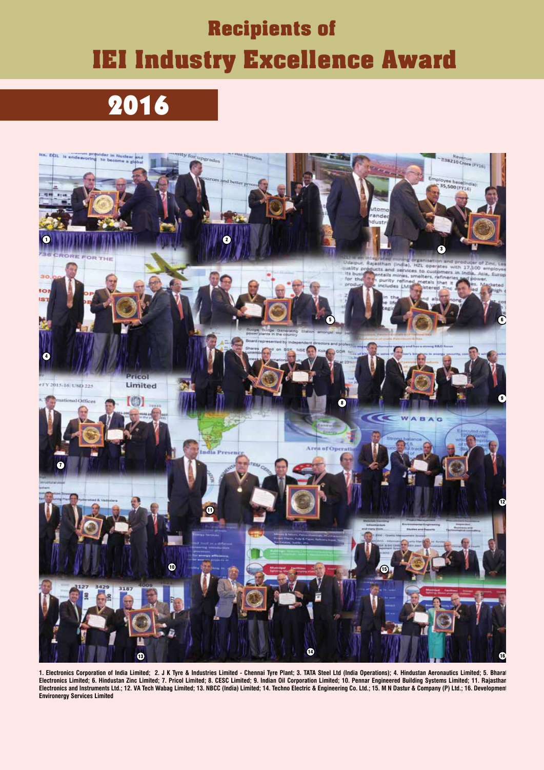# Recipients of

# IEI Industry Excellence Award

## 2016

1. Electronics Corporation of India Limited; 2. J K Tyre & Industries Limited - Chennai Tyre Plant; 3. TATA Steel Ltd (India Operations); 4. Hindustan Aeronautics Limited; 5. Bharat Electronics Limited; 6. Hindustan Zinc Limited; 7. Pricol Limited; 8. CESC Limited; 9. Indian Oil Corporation Limited; 10. Pennar Engineered Building Systems Limited; 11. Rajasthan Electronics and Instruments Ltd.; 12. VA Tech Wabag Limited; 13. NBCC (India) Limited; 14. Techno Electric & Engineering Co. Ltd.; 15. M N Dastur & Company (P) Ltd.; 16. Development Environergy Services Limited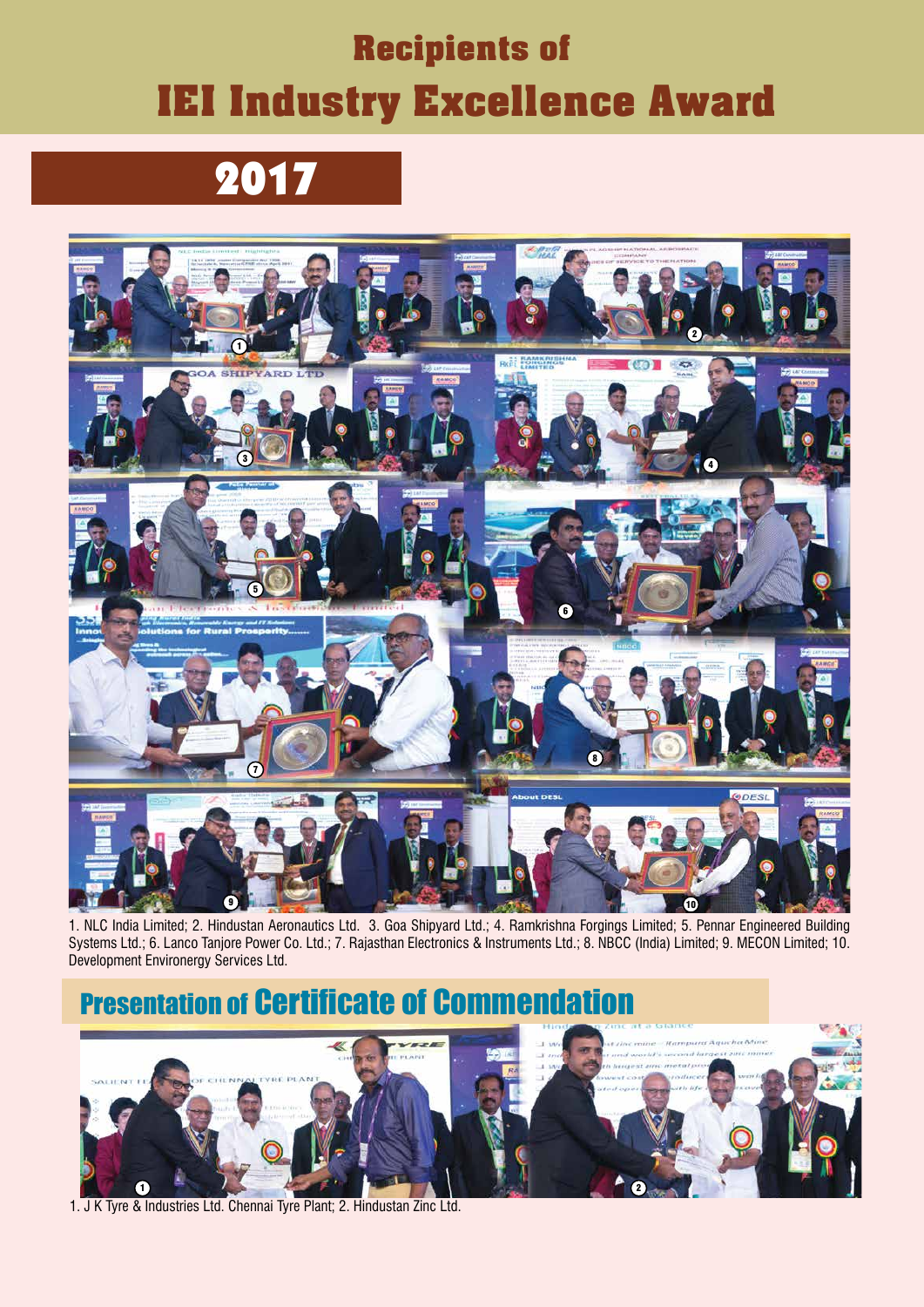# Recipients of

# IEI Industry Excellence Award

## 2017

1. NLC India Limited; 2. Hindustan Aeronautics Ltd. 3. Goa Shipyard Ltd.; 4. Ramkrishna Forgings Limited; 5. Pennar Engineered Building Systems Ltd.; 6. Lanco Tanjore Power Co. Ltd.; 7. Rajasthan Electronics & Instruments Ltd.; 8. NBCC (India) Limited; 9. MECON Limited; 10. Development Environergy Services Ltd.

## Presentation of Certificate of Commendation

1. J K Tyre & Industries Ltd. Chennai Tyre Plant; 2. Hindustan Zinc Ltd.